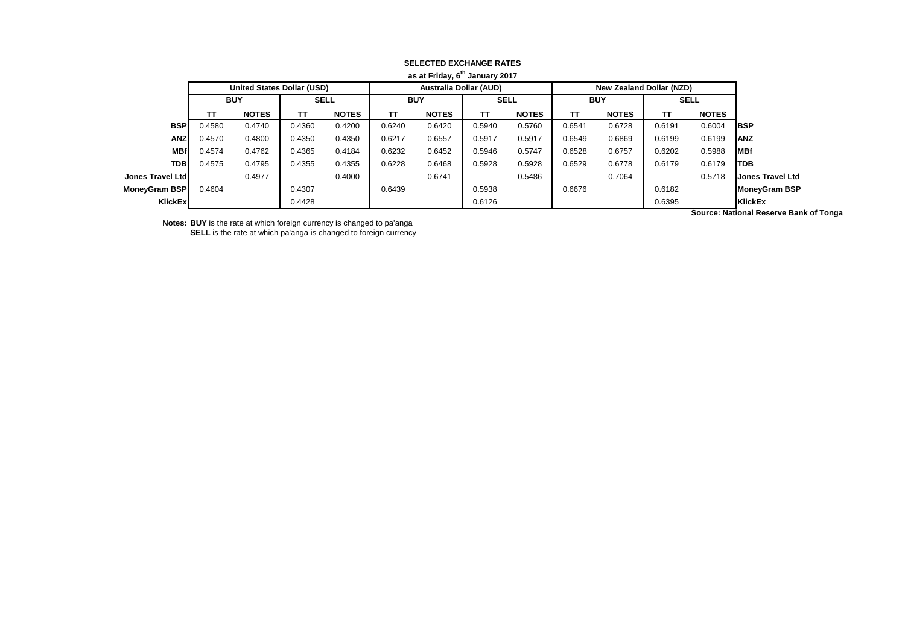**SELECTED EXCHANGE RATES**

**as at Friday, 6th January 2017**

| | United States Dollar (USD) | | | | Australia Dollar (AUD) | | | | New Zealand Dollar (NZD) | | | | |
|---|---|---|---|---|---|---|---|---|---|---|---|---|---|
| | BUY | | SELL | | BUY | | SELL | | BUY | | SELL | | |
| | TT | NOTES | TT | NOTES | TT | NOTES | TT | NOTES | TT | NOTES | TT | NOTES | |
| **BSP** | 0.4580 | 0.4740 | 0.4360 | 0.4200 | 0.6240 | 0.6420 | 0.5940 | 0.5760 | 0.6541 | 0.6728 | 0.6191 | 0.6004 | **BSP** |
| **ANZ** | 0.4570 | 0.4800 | 0.4350 | 0.4350 | 0.6217 | 0.6557 | 0.5917 | 0.5917 | 0.6549 | 0.6869 | 0.6199 | 0.6199 | **ANZ** |
| **MBf** | 0.4574 | 0.4762 | 0.4365 | 0.4184 | 0.6232 | 0.6452 | 0.5946 | 0.5747 | 0.6528 | 0.6757 | 0.6202 | 0.5988 | **MBf** |
| **TDB** | 0.4575 | 0.4795 | 0.4355 | 0.4355 | 0.6228 | 0.6468 | 0.5928 | 0.5928 | 0.6529 | 0.6778 | 0.6179 | 0.6179 | **TDB** |
| **Jones Travel Ltd** | | 0.4977 | | 0.4000 | | 0.6741 | | 0.5486 | | 0.7064 | | 0.5718 | **Jones Travel Ltd** |
| **MoneyGram BSP** | 0.4604 | | 0.4307 | | 0.6439 | | 0.5938 | | 0.6676 | | 0.6182 | | **MoneyGram BSP** |
| **KlickEx** | | | 0.4428 | | | | 0.6126 | | | | 0.6395 | | **KlickEx** |

**Source: National Reserve Bank of Tonga**

**Notes:** **BUY** is the rate at which foreign currency is changed to pa'anga
**SELL** is the rate at which pa'anga is changed to foreign currency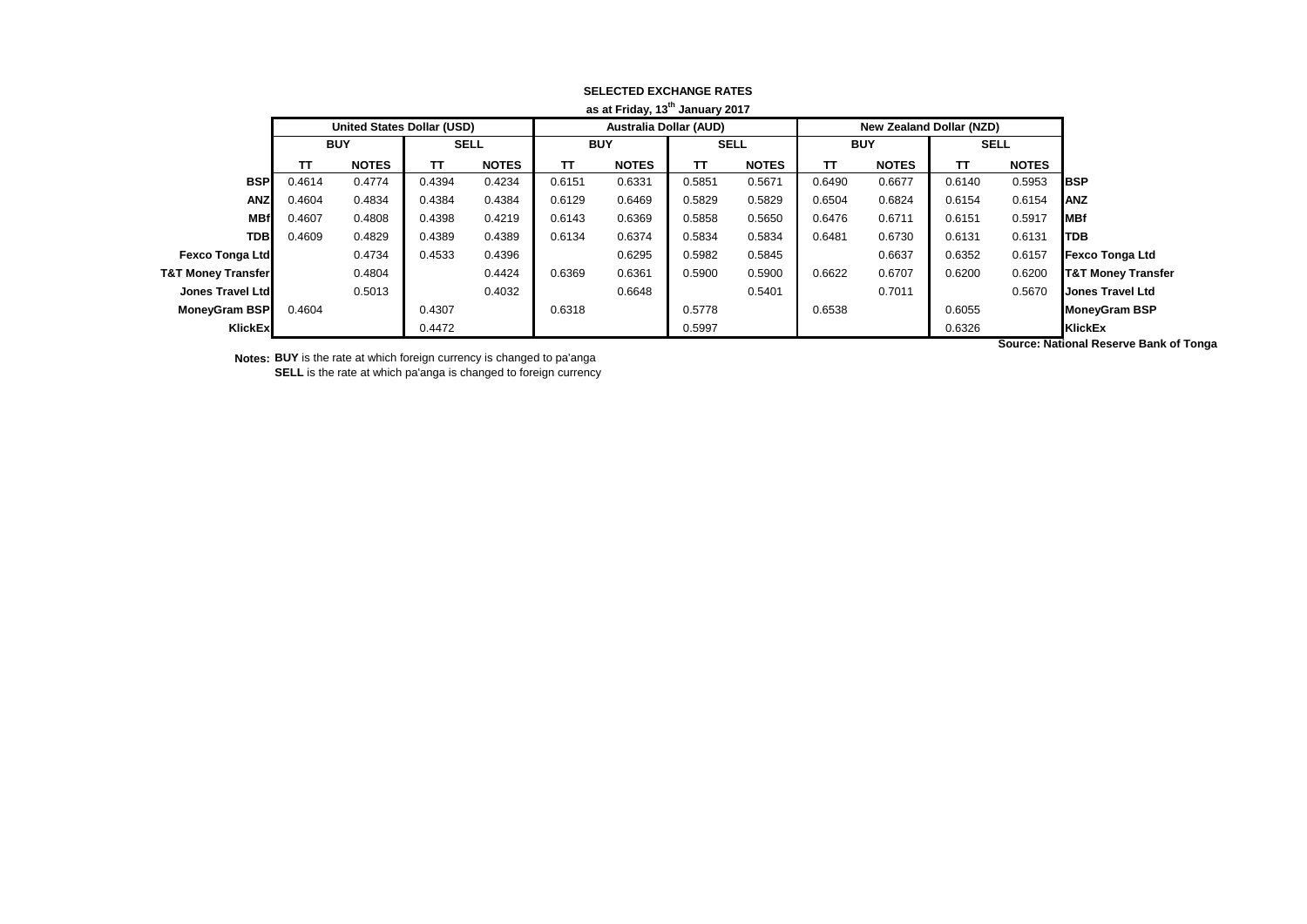**SELECTED EXCHANGE RATES**

**as at Friday, 13th January 2017**

| | United States Dollar (USD) | | | | Australia Dollar (AUD) | | | | New Zealand Dollar (NZD) | | | | |
|---|---|---|---|---|---|---|---|---|---|---|---|---|---|
| | BUY | | SELL | | BUY | | SELL | | BUY | | SELL | | |
| | TT | NOTES | TT | NOTES | TT | NOTES | TT | NOTES | TT | NOTES | TT | NOTES | |
| **BSP** | 0.4614 | 0.4774 | 0.4394 | 0.4234 | 0.6151 | 0.6331 | 0.5851 | 0.5671 | 0.6490 | 0.6677 | 0.6140 | 0.5953 | **BSP** |
| **ANZ** | 0.4604 | 0.4834 | 0.4384 | 0.4384 | 0.6129 | 0.6469 | 0.5829 | 0.5829 | 0.6504 | 0.6824 | 0.6154 | 0.6154 | **ANZ** |
| **MBf** | 0.4607 | 0.4808 | 0.4398 | 0.4219 | 0.6143 | 0.6369 | 0.5858 | 0.5650 | 0.6476 | 0.6711 | 0.6151 | 0.5917 | **MBf** |
| **TDB** | 0.4609 | 0.4829 | 0.4389 | 0.4389 | 0.6134 | 0.6374 | 0.5834 | 0.5834 | 0.6481 | 0.6730 | 0.6131 | 0.6131 | **TDB** |
| **Fexco Tonga Ltd** | | 0.4734 | 0.4533 | 0.4396 | | 0.6295 | 0.5982 | 0.5845 | | 0.6637 | 0.6352 | 0.6157 | **Fexco Tonga Ltd** |
| **T&T Money Transfer** | | 0.4804 | | 0.4424 | 0.6369 | 0.6361 | 0.5900 | 0.5900 | 0.6622 | 0.6707 | 0.6200 | 0.6200 | **T&T Money Transfer** |
| **Jones Travel Ltd** | | 0.5013 | | 0.4032 | | 0.6648 | | 0.5401 | | 0.7011 | | 0.5670 | **Jones Travel Ltd** |
| **MoneyGram BSP** | 0.4604 | | 0.4307 | | 0.6318 | | 0.5778 | | 0.6538 | | 0.6055 | | **MoneyGram BSP** |
| **KlickEx** | | | 0.4472 | | | | 0.5997 | | | | 0.6326 | | **KlickEx** |

**Source: National Reserve Bank of Tonga**

**Notes: BUY** is the rate at which foreign currency is changed to pa'anga
**SELL** is the rate at which pa'anga is changed to foreign currency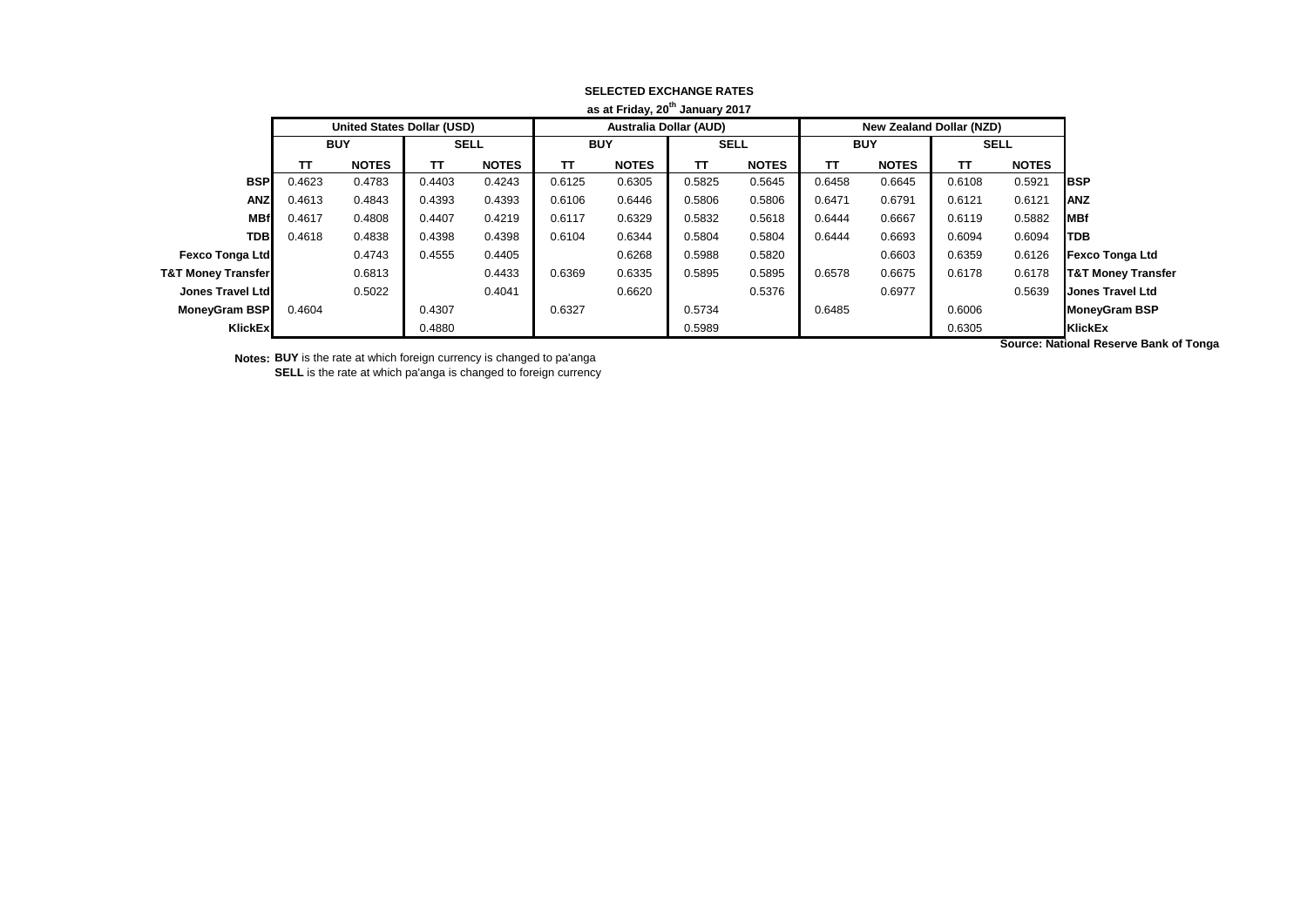**SELECTED EXCHANGE RATES**

**as at Friday, 20th January 2017**

| | United States Dollar (USD) | | | | Australia Dollar (AUD) | | | | New Zealand Dollar (NZD) | | | | |
|---|---|---|---|---|---|---|---|---|---|---|---|---|---|
| | BUY | | SELL | | BUY | | SELL | | BUY | | SELL | | |
| | TT | NOTES | TT | NOTES | TT | NOTES | TT | NOTES | TT | NOTES | TT | NOTES | |
| **BSP** | 0.4623 | 0.4783 | 0.4403 | 0.4243 | 0.6125 | 0.6305 | 0.5825 | 0.5645 | 0.6458 | 0.6645 | 0.6108 | 0.5921 | **BSP** |
| **ANZ** | 0.4613 | 0.4843 | 0.4393 | 0.4393 | 0.6106 | 0.6446 | 0.5806 | 0.5806 | 0.6471 | 0.6791 | 0.6121 | 0.6121 | **ANZ** |
| **MBf** | 0.4617 | 0.4808 | 0.4407 | 0.4219 | 0.6117 | 0.6329 | 0.5832 | 0.5618 | 0.6444 | 0.6667 | 0.6119 | 0.5882 | **MBf** |
| **TDB** | 0.4618 | 0.4838 | 0.4398 | 0.4398 | 0.6104 | 0.6344 | 0.5804 | 0.5804 | 0.6444 | 0.6693 | 0.6094 | 0.6094 | **TDB** |
| **Fexco Tonga Ltd** | | 0.4743 | 0.4555 | 0.4405 | | 0.6268 | 0.5988 | 0.5820 | | 0.6603 | 0.6359 | 0.6126 | **Fexco Tonga Ltd** |
| **T&T Money Transfer** | | 0.6813 | | 0.4433 | 0.6369 | 0.6335 | 0.5895 | 0.5895 | 0.6578 | 0.6675 | 0.6178 | 0.6178 | **T&T Money Transfer** |
| **Jones Travel Ltd** | | 0.5022 | | 0.4041 | | 0.6620 | | 0.5376 | | 0.6977 | | 0.5639 | **Jones Travel Ltd** |
| **MoneyGram BSP** | 0.4604 | | 0.4307 | | 0.6327 | | 0.5734 | | 0.6485 | | 0.6006 | | **MoneyGram BSP** |
| **KlickEx** | | | 0.4880 | | | | 0.5989 | | | | 0.6305 | | **KlickEx** |

**Source: National Reserve Bank of Tonga**

**Notes:** **BUY** is the rate at which foreign currency is changed to pa'anga

**SELL** is the rate at which pa'anga is changed to foreign currency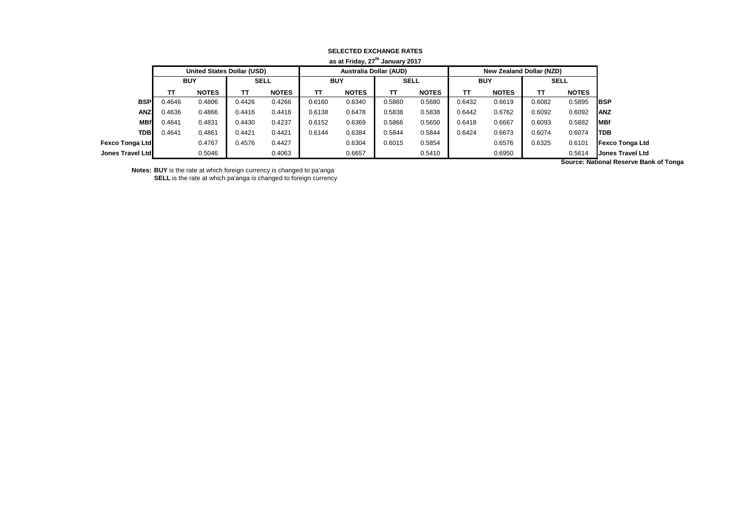**SELECTED EXCHANGE RATES**

**as at Friday, 27th January 2017**

| | United States Dollar (USD) | | | | Australia Dollar (AUD) | | | | New Zealand Dollar (NZD) | | | | |
|---|---|---|---|---|---|---|---|---|---|---|---|---|---|
| | BUY | | SELL | | BUY | | SELL | | BUY | | SELL | | |
| | TT | NOTES | TT | NOTES | TT | NOTES | TT | NOTES | TT | NOTES | TT | NOTES | |
| **BSP** | 0.4646 | 0.4806 | 0.4426 | 0.4266 | 0.6160 | 0.6340 | 0.5860 | 0.5680 | 0.6432 | 0.6619 | 0.6082 | 0.5895 | **BSP** |
| **ANZ** | 0.4636 | 0.4866 | 0.4416 | 0.4416 | 0.6138 | 0.6478 | 0.5838 | 0.5838 | 0.6442 | 0.6762 | 0.6092 | 0.6092 | **ANZ** |
| **MBf** | 0.4641 | 0.4831 | 0.4430 | 0.4237 | 0.6152 | 0.6369 | 0.5866 | 0.5650 | 0.6418 | 0.6667 | 0.6093 | 0.5882 | **MBf** |
| **TDB** | 0.4641 | 0.4861 | 0.4421 | 0.4421 | 0.6144 | 0.6384 | 0.5844 | 0.5844 | 0.6424 | 0.6673 | 0.6074 | 0.6074 | **TDB** |
| **Fexco Tonga Ltd** | | 0.4767 | 0.4576 | 0.4427 | | 0.6304 | 0.6015 | 0.5854 | | 0.6576 | 0.6325 | 0.6101 | **Fexco Tonga Ltd** |
| **Jones Travel Ltd** | | 0.5046 | | 0.4063 | | 0.6657 | | 0.5410 | | 0.6950 | | 0.5614 | **Jones Travel Ltd** |

**Source: National Reserve Bank of Tonga**

**Notes:** **BUY** is the rate at which foreign currency is changed to pa'anga
**SELL** is the rate at which pa'anga is changed to foreign currency